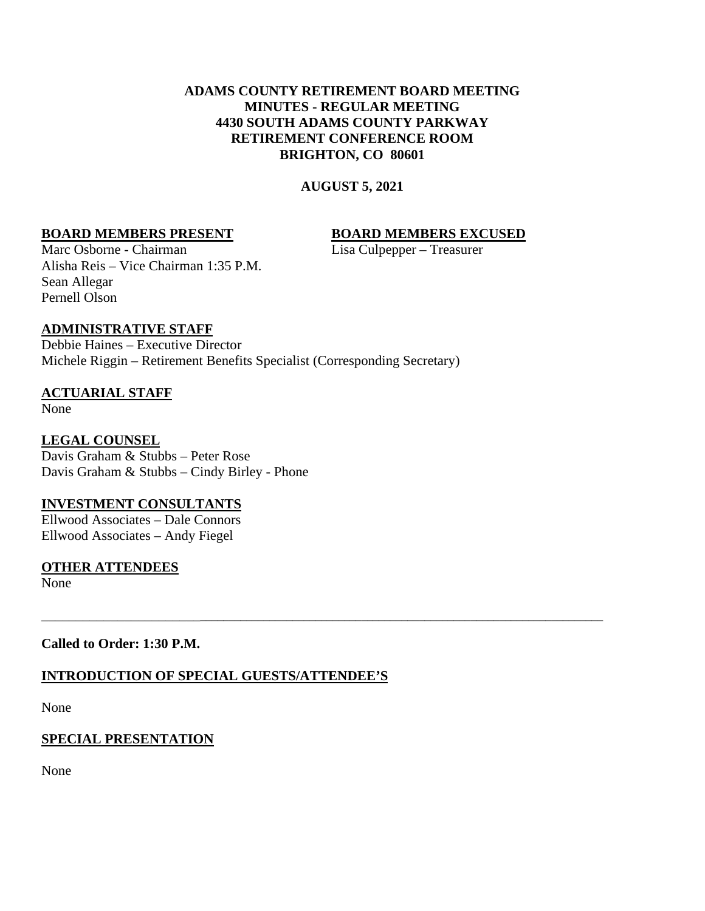**ADAMS COUNTY RETIREMENT BOARD MEETING**
**MINUTES - REGULAR MEETING**
**4430 SOUTH ADAMS COUNTY PARKWAY**
**RETIREMENT CONFERENCE ROOM**
**BRIGHTON, CO 80601**

**AUGUST 5, 2021**

**BOARD MEMBERS PRESENT**

Marc Osborne - Chairman
Alisha Reis – Vice Chairman 1:35 P.M.
Sean Allegar
Pernell Olson

**BOARD MEMBERS EXCUSED**

Lisa Culpepper – Treasurer

**ADMINISTRATIVE STAFF**

Debbie Haines – Executive Director
Michele Riggin – Retirement Benefits Specialist (Corresponding Secretary)

**ACTUARIAL STAFF**

None

**LEGAL COUNSEL**

Davis Graham & Stubbs – Peter Rose
Davis Graham & Stubbs – Cindy Birley - Phone

**INVESTMENT CONSULTANTS**

Ellwood Associates – Dale Connors
Ellwood Associates – Andy Fiegel

**OTHER ATTENDEES**

None

---

**Called to Order: 1:30 P.M.**

**INTRODUCTION OF SPECIAL GUESTS/ATTENDEE'S**

None

**SPECIAL PRESENTATION**

None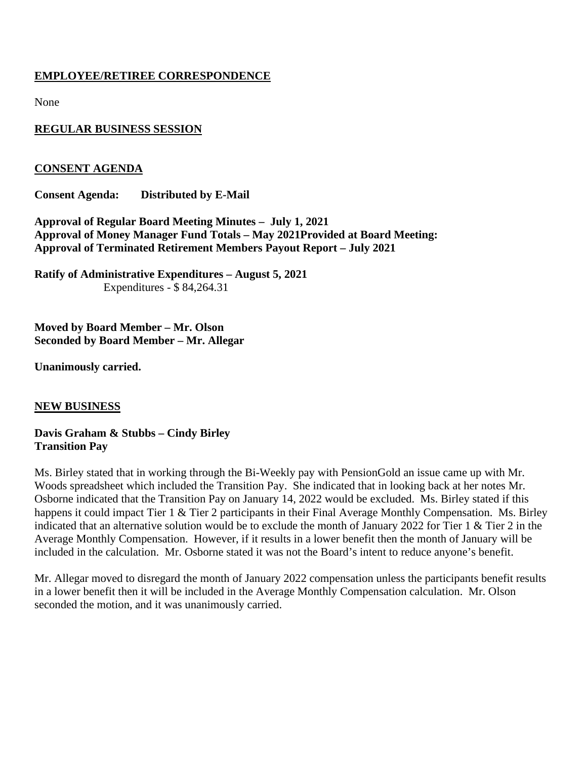## EMPLOYEE/RETIREE CORRESPONDENCE

None

## REGULAR BUSINESS SESSION

## CONSENT AGENDA

**Consent Agenda: Distributed by E-Mail**

**Approval of Regular Board Meeting Minutes – July 1, 2021**
**Approval of Money Manager Fund Totals – May 2021Provided at Board Meeting:**
**Approval of Terminated Retirement Members Payout Report – July 2021**

**Ratify of Administrative Expenditures – August 5, 2021**
Expenditures - $ 84,264.31

**Moved by Board Member – Mr. Olson**
**Seconded by Board Member – Mr. Allegar**

**Unanimously carried.**

## NEW BUSINESS

**Davis Graham & Stubbs – Cindy Birley**
**Transition Pay**

Ms. Birley stated that in working through the Bi-Weekly pay with PensionGold an issue came up with Mr. Woods spreadsheet which included the Transition Pay. She indicated that in looking back at her notes Mr. Osborne indicated that the Transition Pay on January 14, 2022 would be excluded. Ms. Birley stated if this happens it could impact Tier 1 & Tier 2 participants in their Final Average Monthly Compensation. Ms. Birley indicated that an alternative solution would be to exclude the month of January 2022 for Tier 1 & Tier 2 in the Average Monthly Compensation. However, if it results in a lower benefit then the month of January will be included in the calculation. Mr. Osborne stated it was not the Board's intent to reduce anyone's benefit.

Mr. Allegar moved to disregard the month of January 2022 compensation unless the participants benefit results in a lower benefit then it will be included in the Average Monthly Compensation calculation. Mr. Olson seconded the motion, and it was unanimously carried.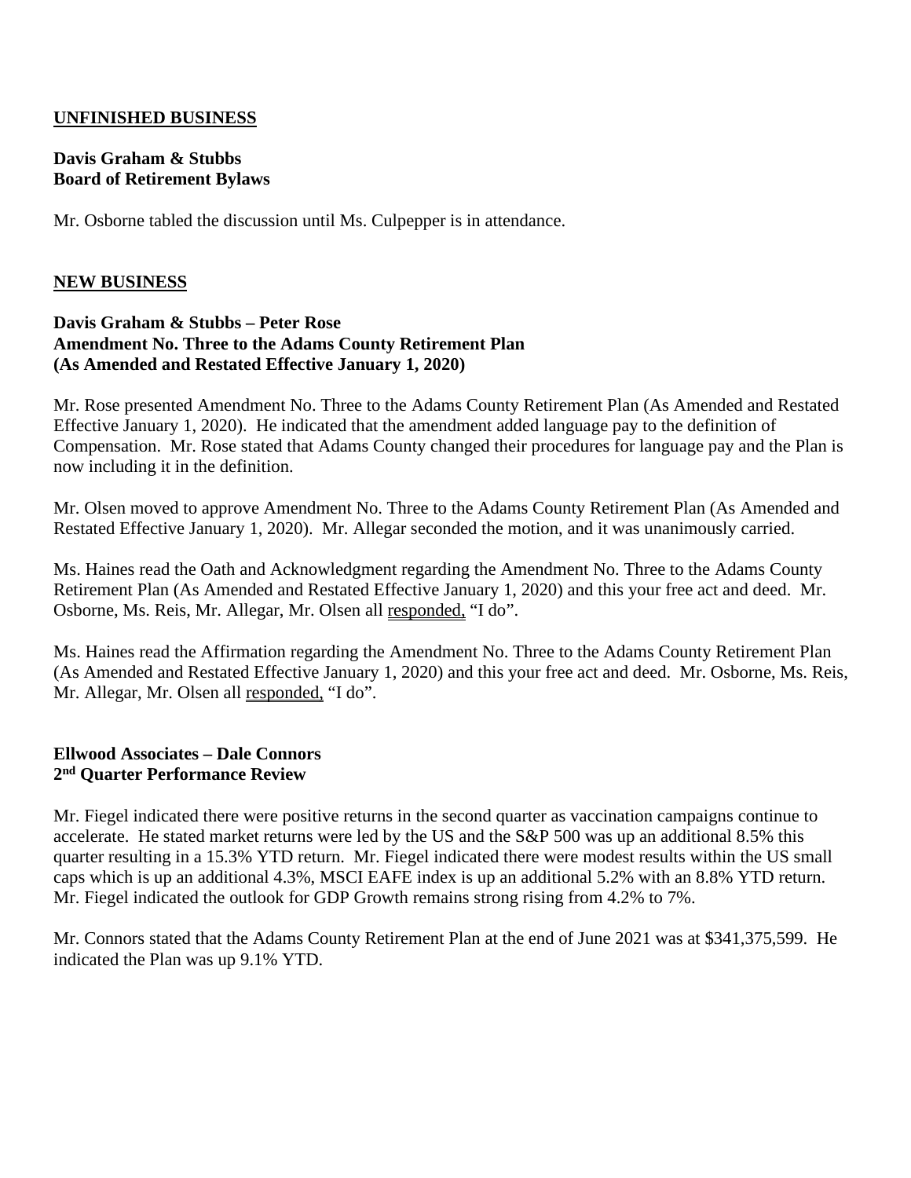## UNFINISHED BUSINESS

**Davis Graham & Stubbs**
**Board of Retirement Bylaws**

Mr. Osborne tabled the discussion until Ms. Culpepper is in attendance.

## NEW BUSINESS

**Davis Graham & Stubbs – Peter Rose**
**Amendment No. Three to the Adams County Retirement Plan**
**(As Amended and Restated Effective January 1, 2020)**

Mr. Rose presented Amendment No. Three to the Adams County Retirement Plan (As Amended and Restated Effective January 1, 2020). He indicated that the amendment added language pay to the definition of Compensation. Mr. Rose stated that Adams County changed their procedures for language pay and the Plan is now including it in the definition.

Mr. Olsen moved to approve Amendment No. Three to the Adams County Retirement Plan (As Amended and Restated Effective January 1, 2020). Mr. Allegar seconded the motion, and it was unanimously carried.

Ms. Haines read the Oath and Acknowledgment regarding the Amendment No. Three to the Adams County Retirement Plan (As Amended and Restated Effective January 1, 2020) and this your free act and deed. Mr. Osborne, Ms. Reis, Mr. Allegar, Mr. Olsen all responded, "I do".

Ms. Haines read the Affirmation regarding the Amendment No. Three to the Adams County Retirement Plan (As Amended and Restated Effective January 1, 2020) and this your free act and deed. Mr. Osborne, Ms. Reis, Mr. Allegar, Mr. Olsen all responded, "I do".

**Ellwood Associates – Dale Connors**
**2nd Quarter Performance Review**

Mr. Fiegel indicated there were positive returns in the second quarter as vaccination campaigns continue to accelerate. He stated market returns were led by the US and the S&P 500 was up an additional 8.5% this quarter resulting in a 15.3% YTD return. Mr. Fiegel indicated there were modest results within the US small caps which is up an additional 4.3%, MSCI EAFE index is up an additional 5.2% with an 8.8% YTD return. Mr. Fiegel indicated the outlook for GDP Growth remains strong rising from 4.2% to 7%.

Mr. Connors stated that the Adams County Retirement Plan at the end of June 2021 was at $341,375,599. He indicated the Plan was up 9.1% YTD.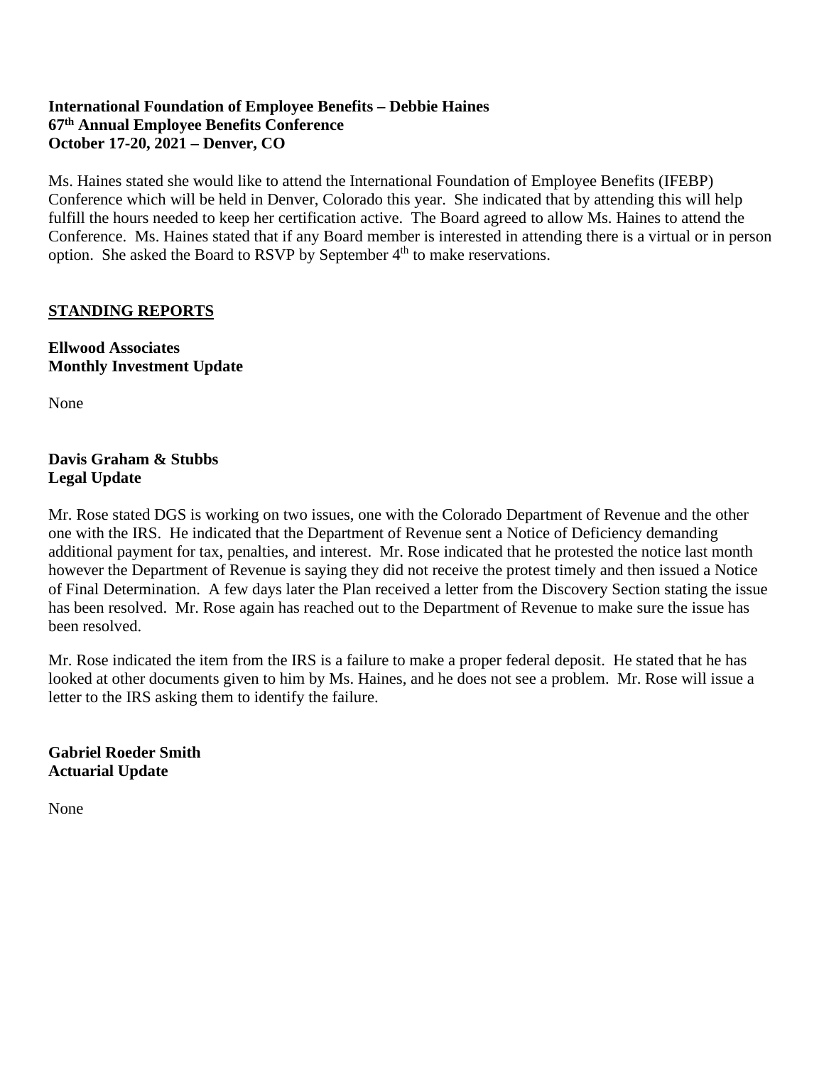**International Foundation of Employee Benefits – Debbie Haines**
**67th Annual Employee Benefits Conference**
**October 17-20, 2021 – Denver, CO**

Ms. Haines stated she would like to attend the International Foundation of Employee Benefits (IFEBP) Conference which will be held in Denver, Colorado this year. She indicated that by attending this will help fulfill the hours needed to keep her certification active. The Board agreed to allow Ms. Haines to attend the Conference. Ms. Haines stated that if any Board member is interested in attending there is a virtual or in person option. She asked the Board to RSVP by September 4th to make reservations.

## STANDING REPORTS

**Ellwood Associates**
**Monthly Investment Update**

None

**Davis Graham & Stubbs**
**Legal Update**

Mr. Rose stated DGS is working on two issues, one with the Colorado Department of Revenue and the other one with the IRS. He indicated that the Department of Revenue sent a Notice of Deficiency demanding additional payment for tax, penalties, and interest. Mr. Rose indicated that he protested the notice last month however the Department of Revenue is saying they did not receive the protest timely and then issued a Notice of Final Determination. A few days later the Plan received a letter from the Discovery Section stating the issue has been resolved. Mr. Rose again has reached out to the Department of Revenue to make sure the issue has been resolved.

Mr. Rose indicated the item from the IRS is a failure to make a proper federal deposit. He stated that he has looked at other documents given to him by Ms. Haines, and he does not see a problem. Mr. Rose will issue a letter to the IRS asking them to identify the failure.

**Gabriel Roeder Smith**
**Actuarial Update**

None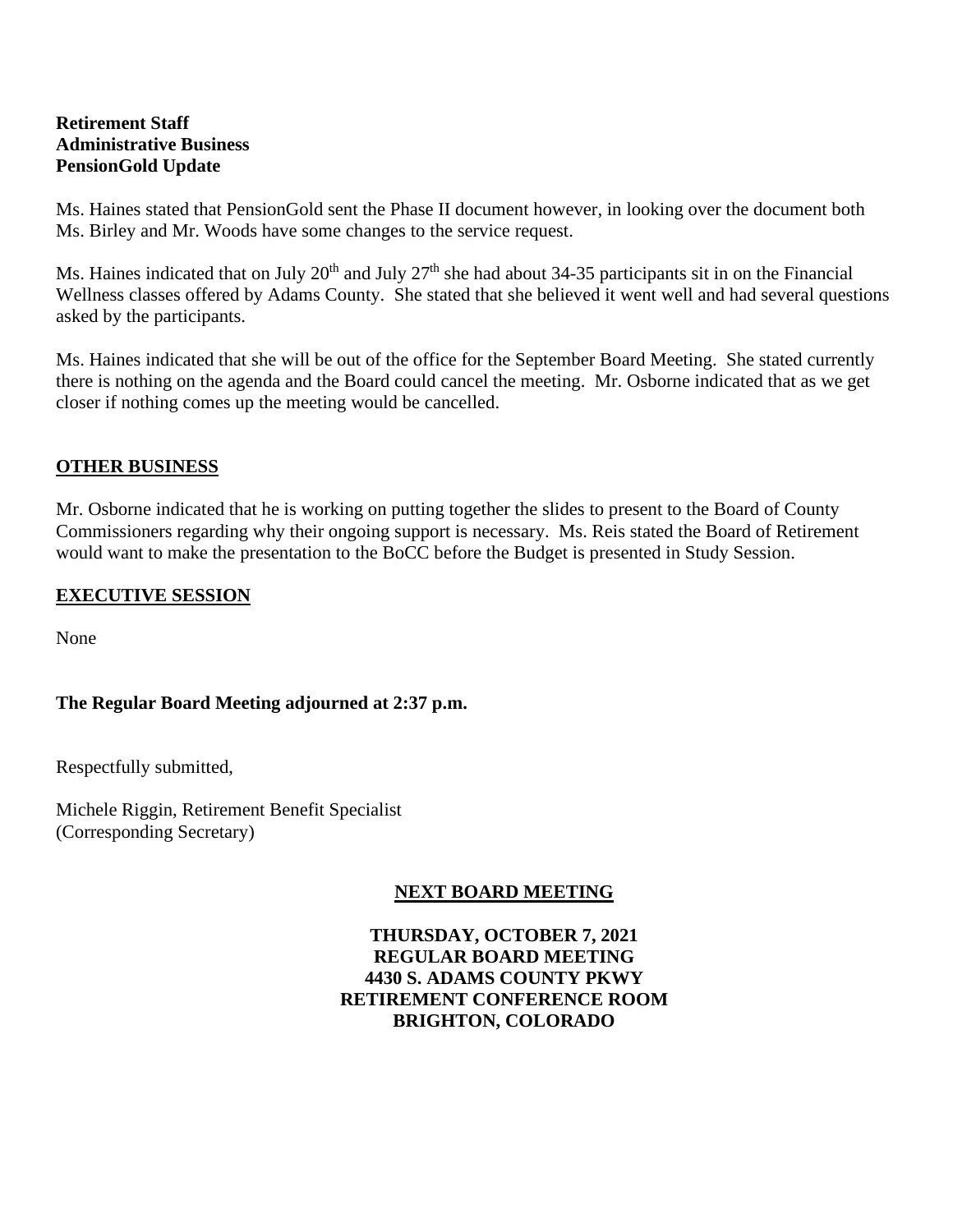**Retirement Staff**
**Administrative Business**
**PensionGold Update**

Ms. Haines stated that PensionGold sent the Phase II document however, in looking over the document both Ms. Birley and Mr. Woods have some changes to the service request.

Ms. Haines indicated that on July 20th and July 27th she had about 34-35 participants sit in on the Financial Wellness classes offered by Adams County. She stated that she believed it went well and had several questions asked by the participants.

Ms. Haines indicated that she will be out of the office for the September Board Meeting. She stated currently there is nothing on the agenda and the Board could cancel the meeting. Mr. Osborne indicated that as we get closer if nothing comes up the meeting would be cancelled.

## OTHER BUSINESS

Mr. Osborne indicated that he is working on putting together the slides to present to the Board of County Commissioners regarding why their ongoing support is necessary. Ms. Reis stated the Board of Retirement would want to make the presentation to the BoCC before the Budget is presented in Study Session.

## EXECUTIVE SESSION

None

**The Regular Board Meeting adjourned at 2:37 p.m.**

Respectfully submitted,

Michele Riggin, Retirement Benefit Specialist
(Corresponding Secretary)

**NEXT BOARD MEETING**

**THURSDAY, OCTOBER 7, 2021**
**REGULAR BOARD MEETING**
**4430 S. ADAMS COUNTY PKWY**
**RETIREMENT CONFERENCE ROOM**
**BRIGHTON, COLORADO**